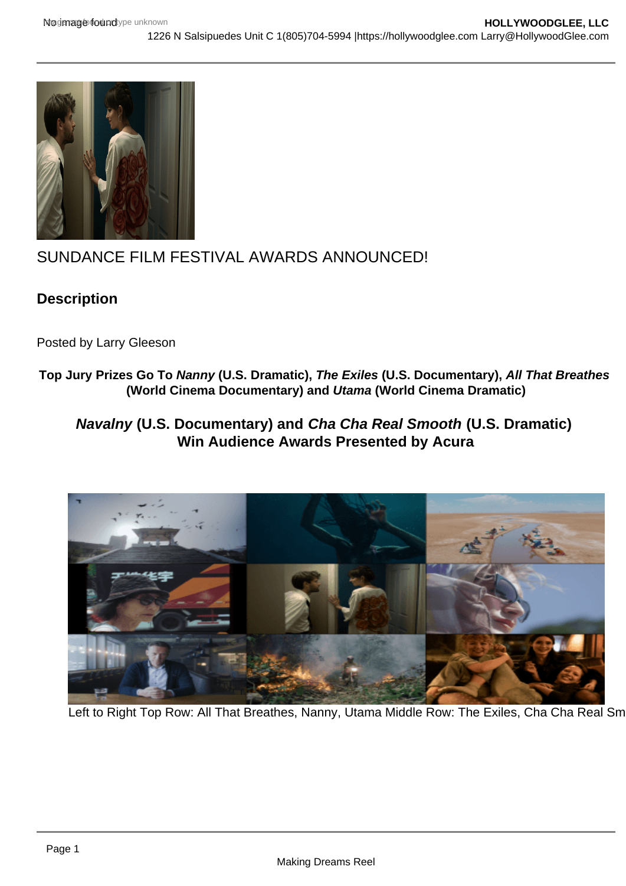# SUNDANCE FILM FESTIVAL AWARDS ANNOUNCED!

## Description

Posted by Larry Gleeson

**Top Jury Prizes Go To *Nanny* (U.S. Dramatic), *The Exiles* (U.S. Documentary), *All That Breathes* (World Cinema Documentary) and *Utama* (World Cinema Dramatic)**

### *Navalny* (U.S. Documentary) and *Cha Cha Real Smooth* (U.S. Dramatic) Win Audience Awards Presented by Acura

Left to Right Top Row: All That Breathes, Nanny, Utama Middle Row: The Exiles, Cha Cha Real Sm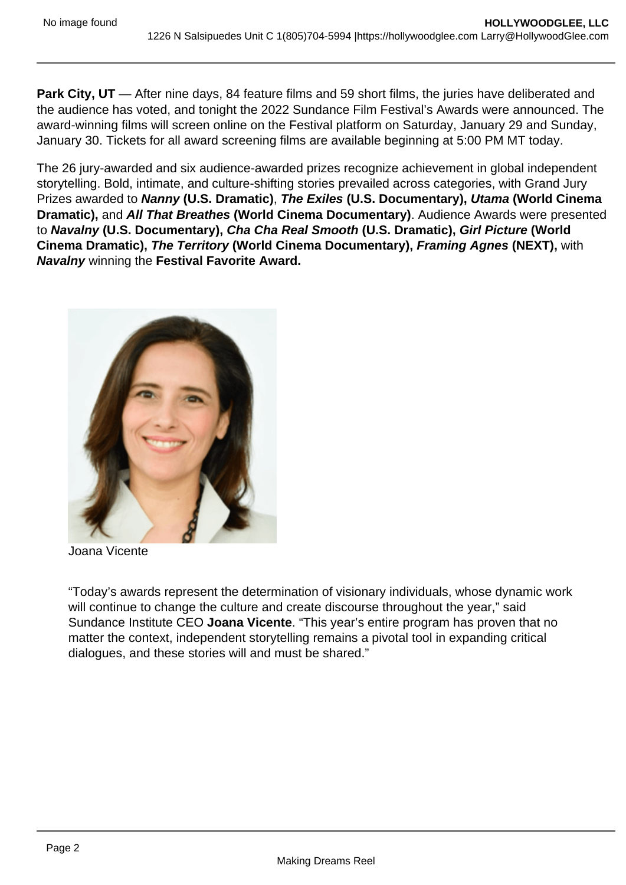**Park City, UT** — After nine days, 84 feature films and 59 short films, the juries have deliberated and the audience has voted, and tonight the 2022 Sundance Film Festival's Awards were announced. The award-winning films will screen online on the Festival platform on Saturday, January 29 and Sunday, January 30. Tickets for all award screening films are available beginning at 5:00 PM MT today.

The 26 jury-awarded and six audience-awarded prizes recognize achievement in global independent storytelling. Bold, intimate, and culture-shifting stories prevailed across categories, with Grand Jury Prizes awarded to ***Nanny*** **(U.S. Dramatic)**, ***The Exiles*** **(U.S. Documentary),** ***Utama*** **(World Cinema Dramatic),** and ***All That Breathes*** **(World Cinema Documentary)**. Audience Awards were presented to ***Navalny*** **(U.S. Documentary),** ***Cha Cha Real Smooth*** **(U.S. Dramatic),** ***Girl Picture*** **(World Cinema Dramatic),** ***The Territory*** **(World Cinema Documentary),** ***Framing Agnes*** **(NEXT),** with ***Navalny*** winning the **Festival Favorite Award.**

Joana Vicente

"Today's awards represent the determination of visionary individuals, whose dynamic work will continue to change the culture and create discourse throughout the year," said Sundance Institute CEO **Joana Vicente**. "This year's entire program has proven that no matter the context, independent storytelling remains a pivotal tool in expanding critical dialogues, and these stories will and must be shared."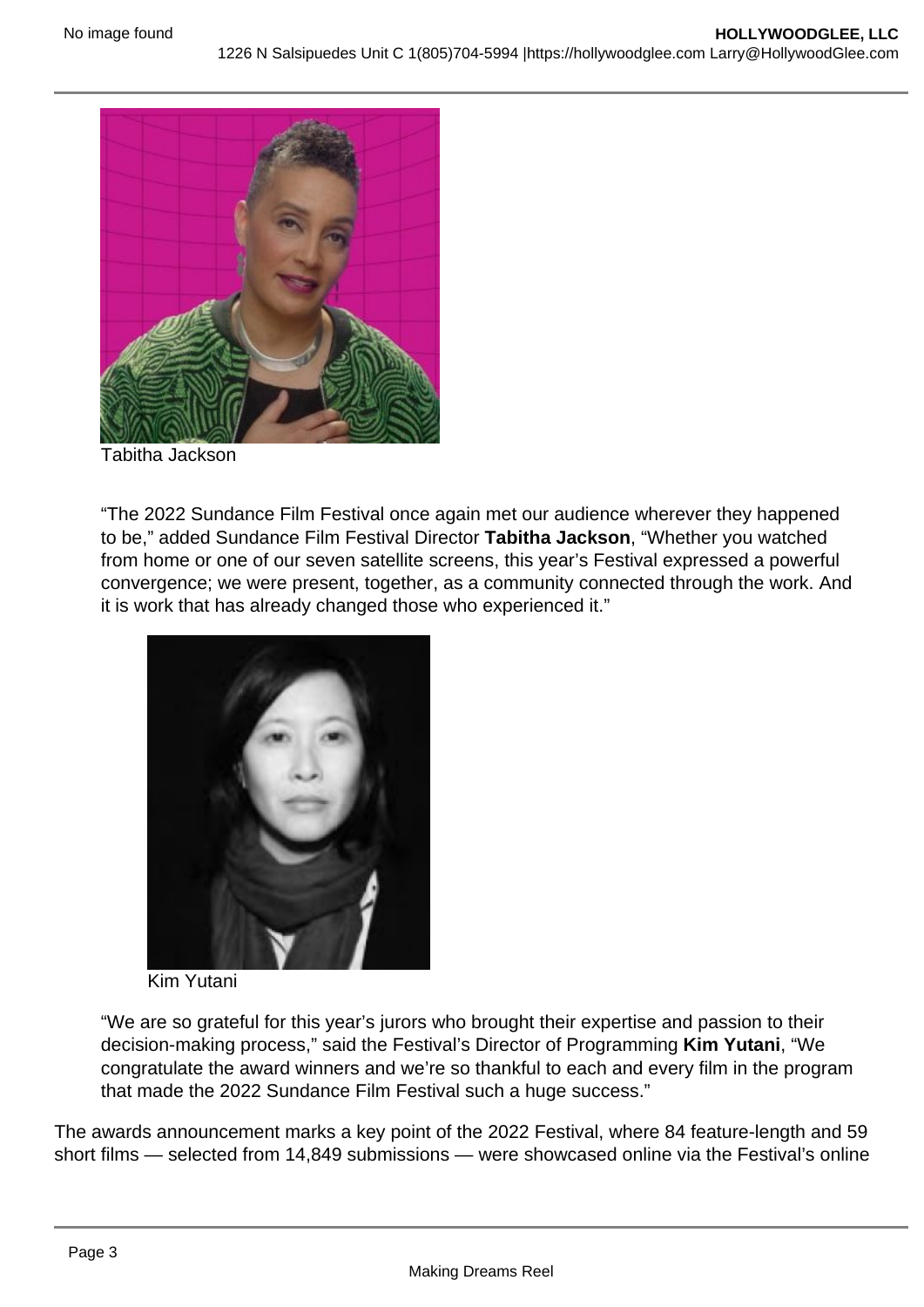Tabitha Jackson

“The 2022 Sundance Film Festival once again met our audience wherever they happened to be,” added Sundance Film Festival Director **Tabitha Jackson**, “Whether you watched from home or one of our seven satellite screens, this year’s Festival expressed a powerful convergence; we were present, together, as a community connected through the work. And it is work that has already changed those who experienced it.”

Kim Yutani

“We are so grateful for this year’s jurors who brought their expertise and passion to their decision-making process,” said the Festival’s Director of Programming **Kim Yutani**, “We congratulate the award winners and we’re so thankful to each and every film in the program that made the 2022 Sundance Film Festival such a huge success.”

The awards announcement marks a key point of the 2022 Festival, where 84 feature-length and 59 short films — selected from 14,849 submissions — were showcased online via the Festival’s online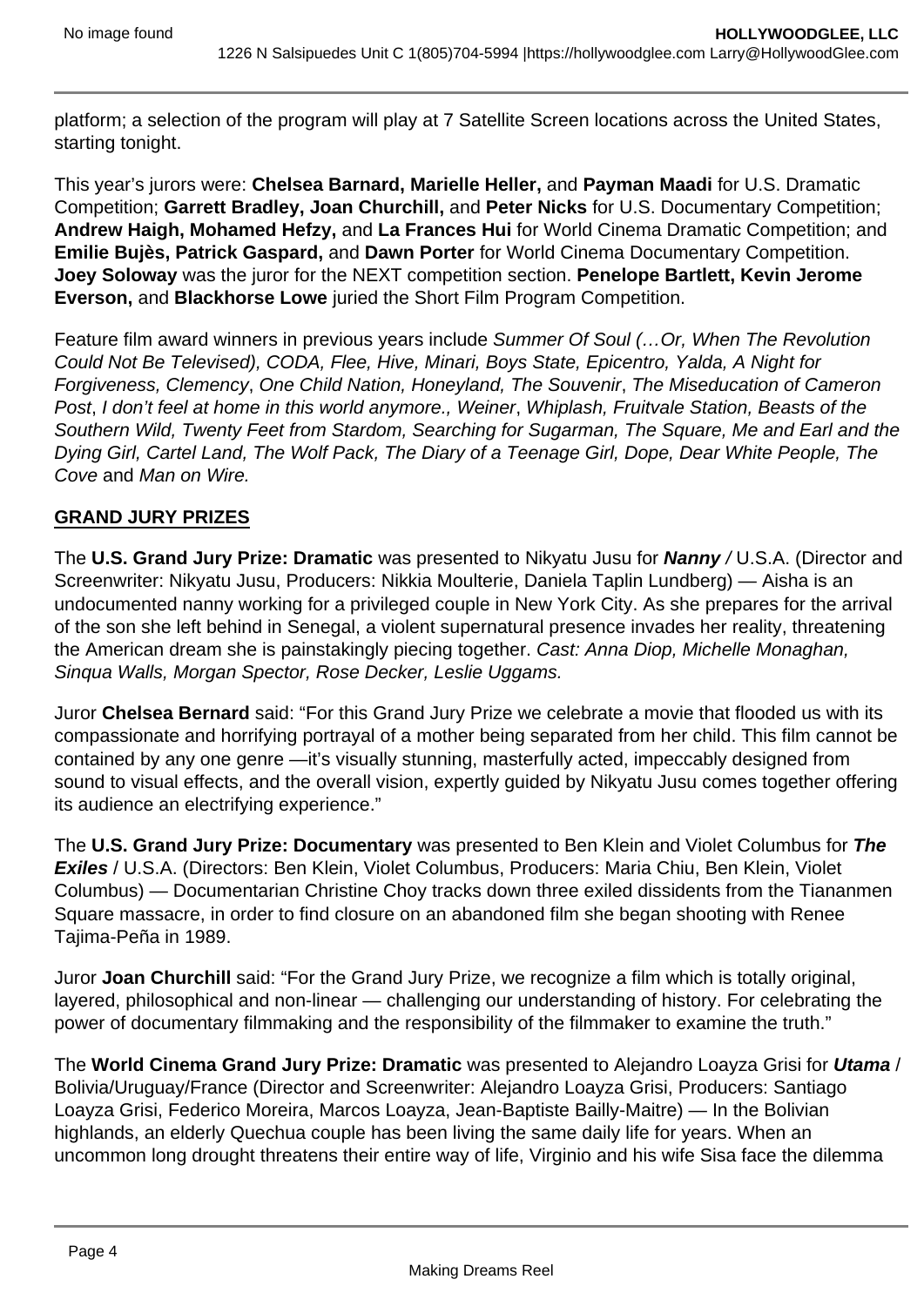platform; a selection of the program will play at 7 Satellite Screen locations across the United States, starting tonight.

This year's jurors were: **Chelsea Barnard, Marielle Heller,** and **Payman Maadi** for U.S. Dramatic Competition; **Garrett Bradley, Joan Churchill,** and **Peter Nicks** for U.S. Documentary Competition; **Andrew Haigh, Mohamed Hefzy,** and **La Frances Hui** for World Cinema Dramatic Competition; and **Emilie Bujès, Patrick Gaspard,** and **Dawn Porter** for World Cinema Documentary Competition. **Joey Soloway** was the juror for the NEXT competition section. **Penelope Bartlett, Kevin Jerome Everson,** and **Blackhorse Lowe** juried the Short Film Program Competition.

Feature film award winners in previous years include *Summer Of Soul (…Or, When The Revolution Could Not Be Televised), CODA, Flee, Hive, Minari, Boys State, Epicentro, Yalda, A Night for Forgiveness, Clemency*, *One Child Nation, Honeyland, The Souvenir*, *The Miseducation of Cameron Post*, *I don't feel at home in this world anymore., Weiner*, *Whiplash, Fruitvale Station, Beasts of the Southern Wild, Twenty Feet from Stardom, Searching for Sugarman, The Square, Me and Earl and the Dying Girl, Cartel Land, The Wolf Pack, The Diary of a Teenage Girl, Dope, Dear White People, The Cove* and *Man on Wire.*

**GRAND JURY PRIZES**

The **U.S. Grand Jury Prize: Dramatic** was presented to Nikyatu Jusu for ***Nanny /*** U.S.A. (Director and Screenwriter: Nikyatu Jusu, Producers: Nikkia Moulterie, Daniela Taplin Lundberg) — Aisha is an undocumented nanny working for a privileged couple in New York City. As she prepares for the arrival of the son she left behind in Senegal, a violent supernatural presence invades her reality, threatening the American dream she is painstakingly piecing together. *Cast: Anna Diop, Michelle Monaghan, Sinqua Walls, Morgan Spector, Rose Decker, Leslie Uggams.*

Juror **Chelsea Bernard** said: "For this Grand Jury Prize we celebrate a movie that flooded us with its compassionate and horrifying portrayal of a mother being separated from her child. This film cannot be contained by any one genre —it's visually stunning, masterfully acted, impeccably designed from sound to visual effects, and the overall vision, expertly guided by Nikyatu Jusu comes together offering its audience an electrifying experience."

The **U.S. Grand Jury Prize: Documentary** was presented to Ben Klein and Violet Columbus for ***The Exiles*** / U.S.A. (Directors: Ben Klein, Violet Columbus, Producers: Maria Chiu, Ben Klein, Violet Columbus) — Documentarian Christine Choy tracks down three exiled dissidents from the Tiananmen Square massacre, in order to find closure on an abandoned film she began shooting with Renee Tajima-Peña in 1989.

Juror **Joan Churchill** said: "For the Grand Jury Prize, we recognize a film which is totally original, layered, philosophical and non-linear — challenging our understanding of history. For celebrating the power of documentary filmmaking and the responsibility of the filmmaker to examine the truth."

The **World Cinema Grand Jury Prize: Dramatic** was presented to Alejandro Loayza Grisi for ***Utama*** / Bolivia/Uruguay/France (Director and Screenwriter: Alejandro Loayza Grisi, Producers: Santiago Loayza Grisi, Federico Moreira, Marcos Loayza, Jean-Baptiste Bailly-Maitre) — In the Bolivian highlands, an elderly Quechua couple has been living the same daily life for years. When an uncommon long drought threatens their entire way of life, Virginio and his wife Sisa face the dilemma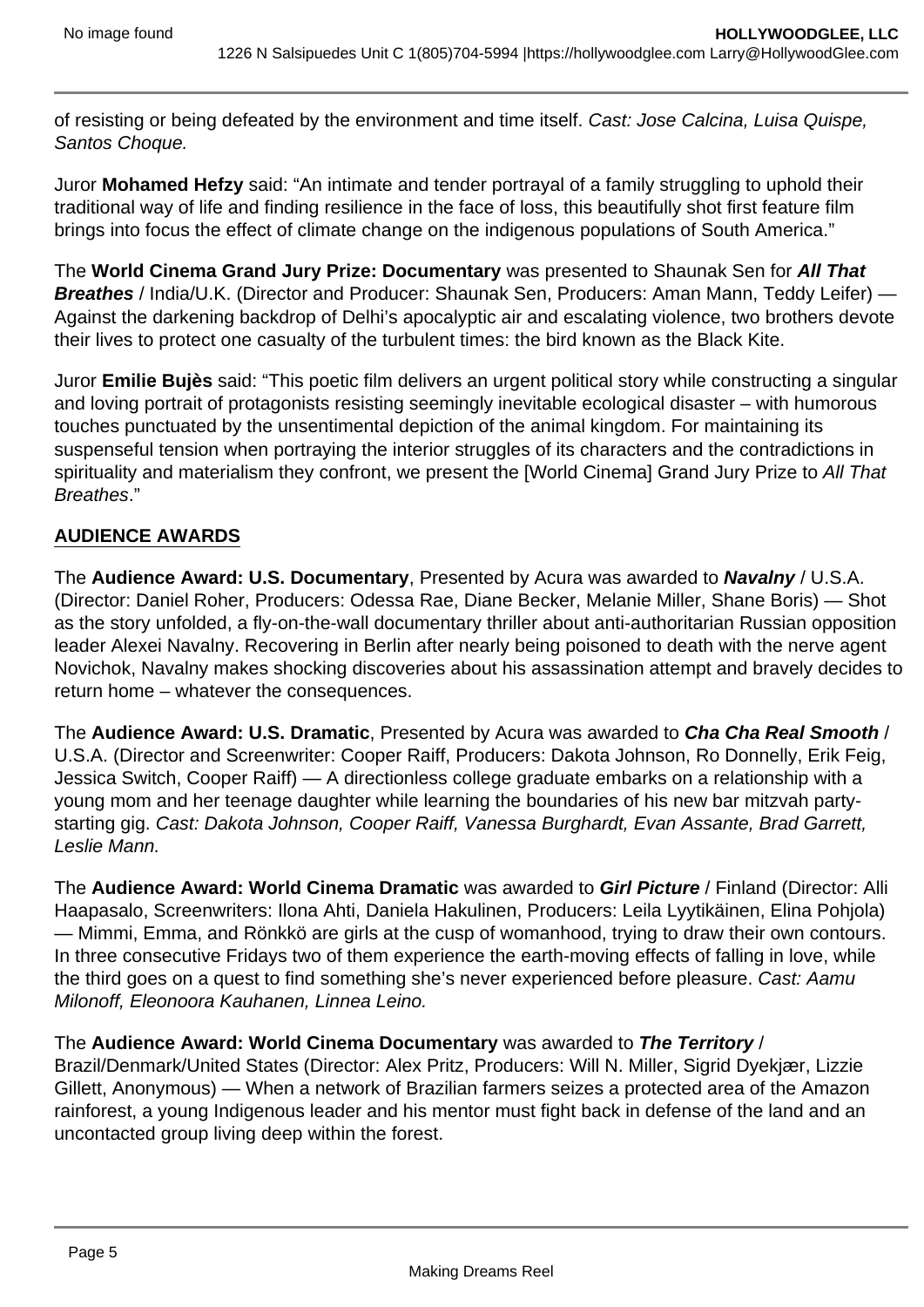of resisting or being defeated by the environment and time itself. *Cast: Jose Calcina, Luisa Quispe, Santos Choque.*

Juror **Mohamed Hefzy** said: “An intimate and tender portrayal of a family struggling to uphold their traditional way of life and finding resilience in the face of loss, this beautifully shot first feature film brings into focus the effect of climate change on the indigenous populations of South America.”

The **World Cinema Grand Jury Prize: Documentary** was presented to Shaunak Sen for ***All That Breathes*** / India/U.K. (Director and Producer: Shaunak Sen, Producers: Aman Mann, Teddy Leifer) — Against the darkening backdrop of Delhi’s apocalyptic air and escalating violence, two brothers devote their lives to protect one casualty of the turbulent times: the bird known as the Black Kite.

Juror **Emilie Bujès** said: “This poetic film delivers an urgent political story while constructing a singular and loving portrait of protagonists resisting seemingly inevitable ecological disaster – with humorous touches punctuated by the unsentimental depiction of the animal kingdom. For maintaining its suspenseful tension when portraying the interior struggles of its characters and the contradictions in spirituality and materialism they confront, we present the [World Cinema] Grand Jury Prize to *All That Breathes*.”

**AUDIENCE AWARDS**

The **Audience Award: U.S. Documentary**, Presented by Acura was awarded to ***Navalny*** / U.S.A. (Director: Daniel Roher, Producers: Odessa Rae, Diane Becker, Melanie Miller, Shane Boris) — Shot as the story unfolded, a fly-on-the-wall documentary thriller about anti-authoritarian Russian opposition leader Alexei Navalny. Recovering in Berlin after nearly being poisoned to death with the nerve agent Novichok, Navalny makes shocking discoveries about his assassination attempt and bravely decides to return home – whatever the consequences.

The **Audience Award: U.S. Dramatic**, Presented by Acura was awarded to ***Cha Cha Real Smooth*** / U.S.A. (Director and Screenwriter: Cooper Raiff, Producers: Dakota Johnson, Ro Donnelly, Erik Feig, Jessica Switch, Cooper Raiff) — A directionless college graduate embarks on a relationship with a young mom and her teenage daughter while learning the boundaries of his new bar mitzvah party-starting gig. *Cast: Dakota Johnson, Cooper Raiff, Vanessa Burghardt, Evan Assante, Brad Garrett, Leslie Mann.*

The **Audience Award: World Cinema Dramatic** was awarded to ***Girl Picture*** / Finland (Director: Alli Haapasalo, Screenwriters: Ilona Ahti, Daniela Hakulinen, Producers: Leila Lyytikäinen, Elina Pohjola) — Mimmi, Emma, and Rönkkö are girls at the cusp of womanhood, trying to draw their own contours. In three consecutive Fridays two of them experience the earth-moving effects of falling in love, while the third goes on a quest to find something she’s never experienced before pleasure. *Cast: Aamu Milonoff, Eleonoora Kauhanen, Linnea Leino.*

The **Audience Award: World Cinema Documentary** was awarded to ***The Territory*** / Brazil/Denmark/United States (Director: Alex Pritz, Producers: Will N. Miller, Sigrid Dyekjær, Lizzie Gillett, Anonymous) — When a network of Brazilian farmers seizes a protected area of the Amazon rainforest, a young Indigenous leader and his mentor must fight back in defense of the land and an uncontacted group living deep within the forest.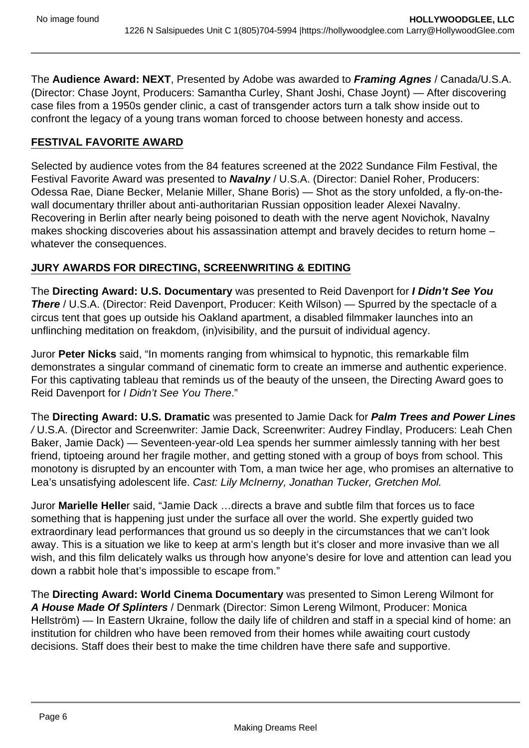The **Audience Award: NEXT**, Presented by Adobe was awarded to ***Framing Agnes*** / Canada/U.S.A. (Director: Chase Joynt, Producers: Samantha Curley, Shant Joshi, Chase Joynt) — After discovering case files from a 1950s gender clinic, a cast of transgender actors turn a talk show inside out to confront the legacy of a young trans woman forced to choose between honesty and access.

**FESTIVAL FAVORITE AWARD**

Selected by audience votes from the 84 features screened at the 2022 Sundance Film Festival, the Festival Favorite Award was presented to ***Navalny*** / U.S.A. (Director: Daniel Roher, Producers: Odessa Rae, Diane Becker, Melanie Miller, Shane Boris) — Shot as the story unfolded, a fly-on-the-wall documentary thriller about anti-authoritarian Russian opposition leader Alexei Navalny. Recovering in Berlin after nearly being poisoned to death with the nerve agent Novichok, Navalny makes shocking discoveries about his assassination attempt and bravely decides to return home – whatever the consequences.

**JURY AWARDS FOR DIRECTING, SCREENWRITING & EDITING**

The **Directing Award: U.S. Documentary** was presented to Reid Davenport for ***I Didn't See You There*** / U.S.A. (Director: Reid Davenport, Producer: Keith Wilson) — Spurred by the spectacle of a circus tent that goes up outside his Oakland apartment, a disabled filmmaker launches into an unflinching meditation on freakdom, (in)visibility, and the pursuit of individual agency.

Juror **Peter Nicks** said, "In moments ranging from whimsical to hypnotic, this remarkable film demonstrates a singular command of cinematic form to create an immerse and authentic experience. For this captivating tableau that reminds us of the beauty of the unseen, the Directing Award goes to Reid Davenport for *I Didn't See You There*."

The **Directing Award: U.S. Dramatic** was presented to Jamie Dack for ***Palm Trees and Power Lines /*** U.S.A. (Director and Screenwriter: Jamie Dack, Screenwriter: Audrey Findlay, Producers: Leah Chen Baker, Jamie Dack) — Seventeen-year-old Lea spends her summer aimlessly tanning with her best friend, tiptoeing around her fragile mother, and getting stoned with a group of boys from school. This monotony is disrupted by an encounter with Tom, a man twice her age, who promises an alternative to Lea's unsatisfying adolescent life. *Cast: Lily McInerny, Jonathan Tucker, Gretchen Mol.*

Juror **Marielle Helle**r said, "Jamie Dack …directs a brave and subtle film that forces us to face something that is happening just under the surface all over the world. She expertly guided two extraordinary lead performances that ground us so deeply in the circumstances that we can't look away. This is a situation we like to keep at arm's length but it's closer and more invasive than we all wish, and this film delicately walks us through how anyone's desire for love and attention can lead you down a rabbit hole that's impossible to escape from."

The **Directing Award: World Cinema Documentary** was presented to Simon Lereng Wilmont for ***A House Made Of Splinters*** / Denmark (Director: Simon Lereng Wilmont, Producer: Monica Hellström) — In Eastern Ukraine, follow the daily life of children and staff in a special kind of home: an institution for children who have been removed from their homes while awaiting court custody decisions. Staff does their best to make the time children have there safe and supportive.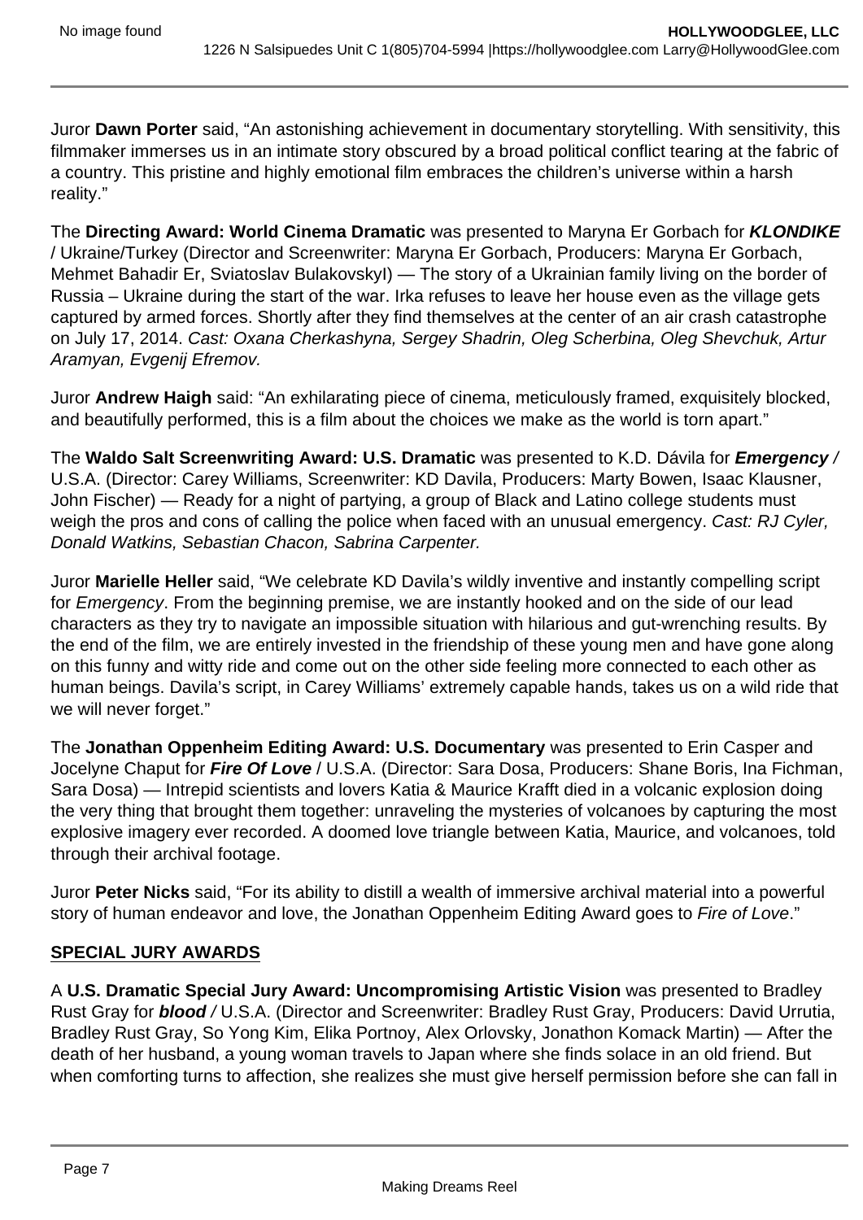Juror **Dawn Porter** said, “An astonishing achievement in documentary storytelling. With sensitivity, this filmmaker immerses us in an intimate story obscured by a broad political conflict tearing at the fabric of a country. This pristine and highly emotional film embraces the children’s universe within a harsh reality.”

The **Directing Award: World Cinema Dramatic** was presented to Maryna Er Gorbach for ***KLONDIKE*** / Ukraine/Turkey (Director and Screenwriter: Maryna Er Gorbach, Producers: Maryna Er Gorbach, Mehmet Bahadir Er, Sviatoslav Bulakovskyl) — The story of a Ukrainian family living on the border of Russia – Ukraine during the start of the war. Irka refuses to leave her house even as the village gets captured by armed forces. Shortly after they find themselves at the center of an air crash catastrophe on July 17, 2014. *Cast: Oxana Cherkashyna, Sergey Shadrin, Oleg Scherbina, Oleg Shevchuk, Artur Aramyan, Evgenij Efremov.*

Juror **Andrew Haigh** said: “An exhilarating piece of cinema, meticulously framed, exquisitely blocked, and beautifully performed, this is a film about the choices we make as the world is torn apart.”

The **Waldo Salt Screenwriting Award: U.S. Dramatic** was presented to K.D. Dávila for ***Emergency /*** U.S.A. (Director: Carey Williams, Screenwriter: KD Davila, Producers: Marty Bowen, Isaac Klausner, John Fischer) — Ready for a night of partying, a group of Black and Latino college students must weigh the pros and cons of calling the police when faced with an unusual emergency. *Cast: RJ Cyler, Donald Watkins, Sebastian Chacon, Sabrina Carpenter.*

Juror **Marielle Heller** said, “We celebrate KD Davila’s wildly inventive and instantly compelling script for *Emergency*. From the beginning premise, we are instantly hooked and on the side of our lead characters as they try to navigate an impossible situation with hilarious and gut-wrenching results. By the end of the film, we are entirely invested in the friendship of these young men and have gone along on this funny and witty ride and come out on the other side feeling more connected to each other as human beings. Davila’s script, in Carey Williams’ extremely capable hands, takes us on a wild ride that we will never forget.”

The **Jonathan Oppenheim Editing Award: U.S. Documentary** was presented to Erin Casper and Jocelyne Chaput for ***Fire Of Love*** / U.S.A. (Director: Sara Dosa, Producers: Shane Boris, Ina Fichman, Sara Dosa) — Intrepid scientists and lovers Katia & Maurice Krafft died in a volcanic explosion doing the very thing that brought them together: unraveling the mysteries of volcanoes by capturing the most explosive imagery ever recorded. A doomed love triangle between Katia, Maurice, and volcanoes, told through their archival footage.

Juror **Peter Nicks** said, “For its ability to distill a wealth of immersive archival material into a powerful story of human endeavor and love, the Jonathan Oppenheim Editing Award goes to *Fire of Love*.”

**SPECIAL JURY AWARDS**

A **U.S. Dramatic Special Jury Award: Uncompromising Artistic Vision** was presented to Bradley Rust Gray for ***blood /*** U.S.A. (Director and Screenwriter: Bradley Rust Gray, Producers: David Urrutia, Bradley Rust Gray, So Yong Kim, Elika Portnoy, Alex Orlovsky, Jonathon Komack Martin) — After the death of her husband, a young woman travels to Japan where she finds solace in an old friend. But when comforting turns to affection, she realizes she must give herself permission before she can fall in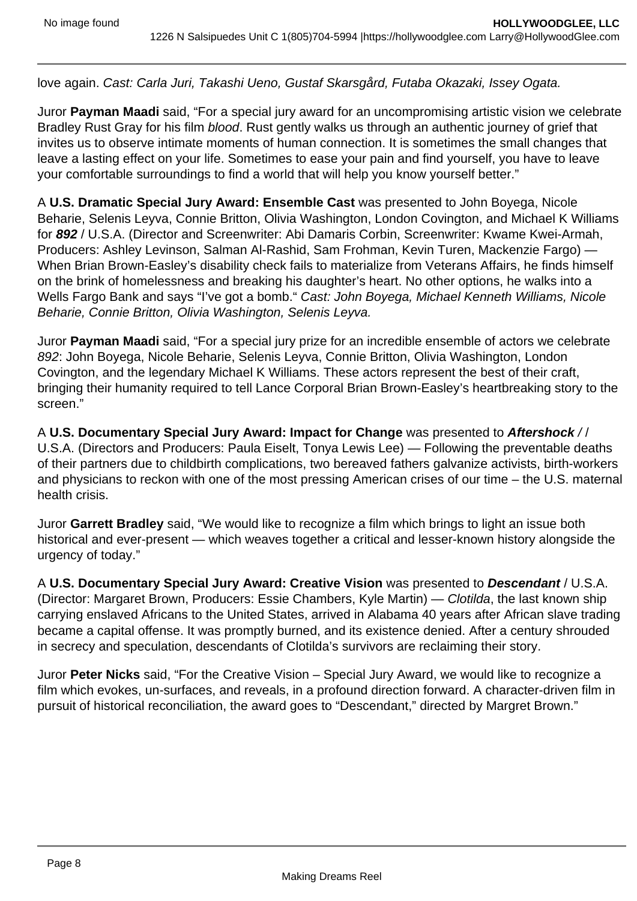love again. *Cast: Carla Juri, Takashi Ueno, Gustaf Skarsgård, Futaba Okazaki, Issey Ogata.*

Juror **Payman Maadi** said, “For a special jury award for an uncompromising artistic vision we celebrate Bradley Rust Gray for his film *blood*. Rust gently walks us through an authentic journey of grief that invites us to observe intimate moments of human connection. It is sometimes the small changes that leave a lasting effect on your life. Sometimes to ease your pain and find yourself, you have to leave your comfortable surroundings to find a world that will help you know yourself better.”

A **U.S. Dramatic Special Jury Award: Ensemble Cast** was presented to John Boyega, Nicole Beharie, Selenis Leyva, Connie Britton, Olivia Washington, London Covington, and Michael K Williams for ***892*** / U.S.A. (Director and Screenwriter: Abi Damaris Corbin, Screenwriter: Kwame Kwei-Armah, Producers: Ashley Levinson, Salman Al-Rashid, Sam Frohman, Kevin Turen, Mackenzie Fargo) — When Brian Brown-Easley’s disability check fails to materialize from Veterans Affairs, he finds himself on the brink of homelessness and breaking his daughter’s heart. No other options, he walks into a Wells Fargo Bank and says “I’ve got a bomb.“ *Cast: John Boyega, Michael Kenneth Williams, Nicole Beharie, Connie Britton, Olivia Washington, Selenis Leyva.*

Juror **Payman Maadi** said, “For a special jury prize for an incredible ensemble of actors we celebrate *892*: John Boyega, Nicole Beharie, Selenis Leyva, Connie Britton, Olivia Washington, London Covington, and the legendary Michael K Williams. These actors represent the best of their craft, bringing their humanity required to tell Lance Corporal Brian Brown-Easley’s heartbreaking story to the screen.”

A **U.S. Documentary Special Jury Award: Impact for Change** was presented to ***Aftershock /*** / U.S.A. (Directors and Producers: Paula Eiselt, Tonya Lewis Lee) — Following the preventable deaths of their partners due to childbirth complications, two bereaved fathers galvanize activists, birth-workers and physicians to reckon with one of the most pressing American crises of our time – the U.S. maternal health crisis.

Juror **Garrett Bradley** said, “We would like to recognize a film which brings to light an issue both historical and ever-present — which weaves together a critical and lesser-known history alongside the urgency of today.”

A **U.S. Documentary Special Jury Award: Creative Vision** was presented to ***Descendant*** / U.S.A. (Director: Margaret Brown, Producers: Essie Chambers, Kyle Martin) — *Clotilda*, the last known ship carrying enslaved Africans to the United States, arrived in Alabama 40 years after African slave trading became a capital offense. It was promptly burned, and its existence denied. After a century shrouded in secrecy and speculation, descendants of Clotilda’s survivors are reclaiming their story.

Juror **Peter Nicks** said, “For the Creative Vision – Special Jury Award, we would like to recognize a film which evokes, un-surfaces, and reveals, in a profound direction forward. A character-driven film in pursuit of historical reconciliation, the award goes to “Descendant,” directed by Margret Brown.”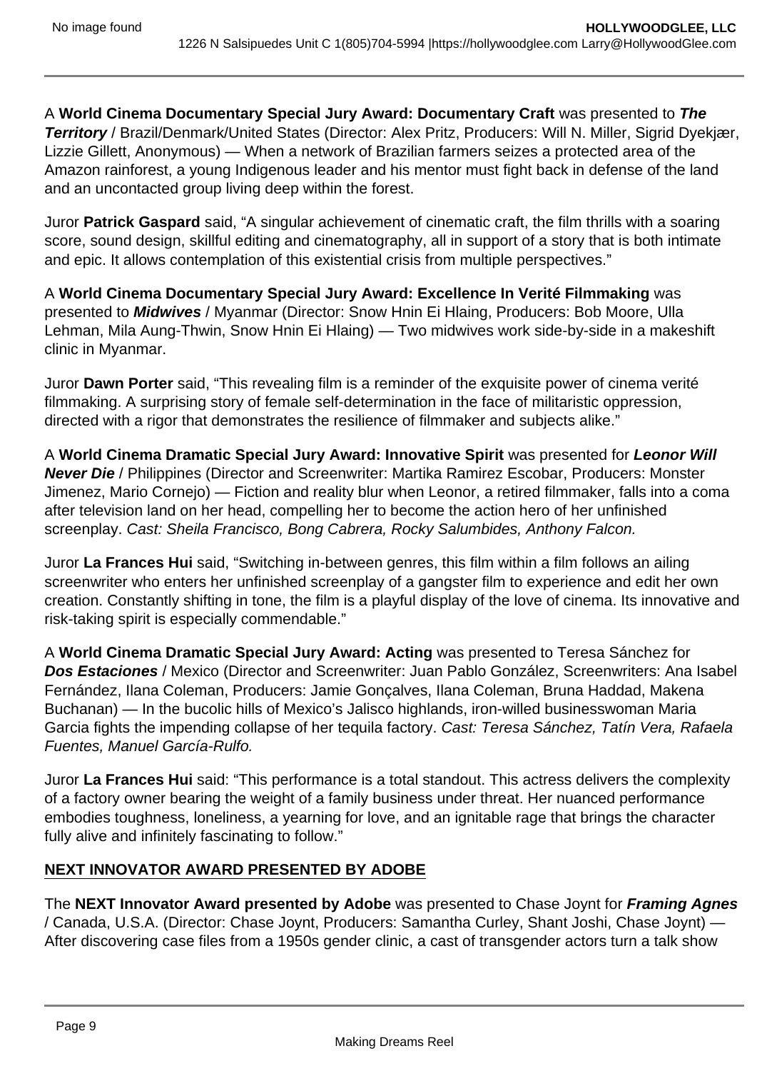A **World Cinema Documentary Special Jury Award: Documentary Craft** was presented to ***The Territory*** / Brazil/Denmark/United States (Director: Alex Pritz, Producers: Will N. Miller, Sigrid Dyekjær, Lizzie Gillett, Anonymous) — When a network of Brazilian farmers seizes a protected area of the Amazon rainforest, a young Indigenous leader and his mentor must fight back in defense of the land and an uncontacted group living deep within the forest.

Juror **Patrick Gaspard** said, "A singular achievement of cinematic craft, the film thrills with a soaring score, sound design, skillful editing and cinematography, all in support of a story that is both intimate and epic. It allows contemplation of this existential crisis from multiple perspectives."

A **World Cinema Documentary Special Jury Award: Excellence In Verité Filmmaking** was presented to ***Midwives*** / Myanmar (Director: Snow Hnin Ei Hlaing, Producers: Bob Moore, Ulla Lehman, Mila Aung-Thwin, Snow Hnin Ei Hlaing) — Two midwives work side-by-side in a makeshift clinic in Myanmar.

Juror **Dawn Porter** said, "This revealing film is a reminder of the exquisite power of cinema verité filmmaking. A surprising story of female self-determination in the face of militaristic oppression, directed with a rigor that demonstrates the resilience of filmmaker and subjects alike."

A **World Cinema Dramatic Special Jury Award: Innovative Spirit** was presented for ***Leonor Will Never Die*** / Philippines (Director and Screenwriter: Martika Ramirez Escobar, Producers: Monster Jimenez, Mario Cornejo) — Fiction and reality blur when Leonor, a retired filmmaker, falls into a coma after television land on her head, compelling her to become the action hero of her unfinished screenplay. *Cast: Sheila Francisco, Bong Cabrera, Rocky Salumbides, Anthony Falcon.*

Juror **La Frances Hui** said, "Switching in-between genres, this film within a film follows an ailing screenwriter who enters her unfinished screenplay of a gangster film to experience and edit her own creation. Constantly shifting in tone, the film is a playful display of the love of cinema. Its innovative and risk-taking spirit is especially commendable."

A **World Cinema Dramatic Special Jury Award: Acting** was presented to Teresa Sánchez for ***Dos Estaciones*** / Mexico (Director and Screenwriter: Juan Pablo González, Screenwriters: Ana Isabel Fernández, Ilana Coleman, Producers: Jamie Gonçalves, Ilana Coleman, Bruna Haddad, Makena Buchanan) — In the bucolic hills of Mexico's Jalisco highlands, iron-willed businesswoman Maria Garcia fights the impending collapse of her tequila factory. *Cast: Teresa Sánchez, Tatín Vera, Rafaela Fuentes, Manuel García-Rulfo.*

Juror **La Frances Hui** said: "This performance is a total standout. This actress delivers the complexity of a factory owner bearing the weight of a family business under threat. Her nuanced performance embodies toughness, loneliness, a yearning for love, and an ignitable rage that brings the character fully alive and infinitely fascinating to follow."

## NEXT INNOVATOR AWARD PRESENTED BY ADOBE

The **NEXT Innovator Award presented by Adobe** was presented to Chase Joynt for ***Framing Agnes*** / Canada, U.S.A. (Director: Chase Joynt, Producers: Samantha Curley, Shant Joshi, Chase Joynt) — After discovering case files from a 1950s gender clinic, a cast of transgender actors turn a talk show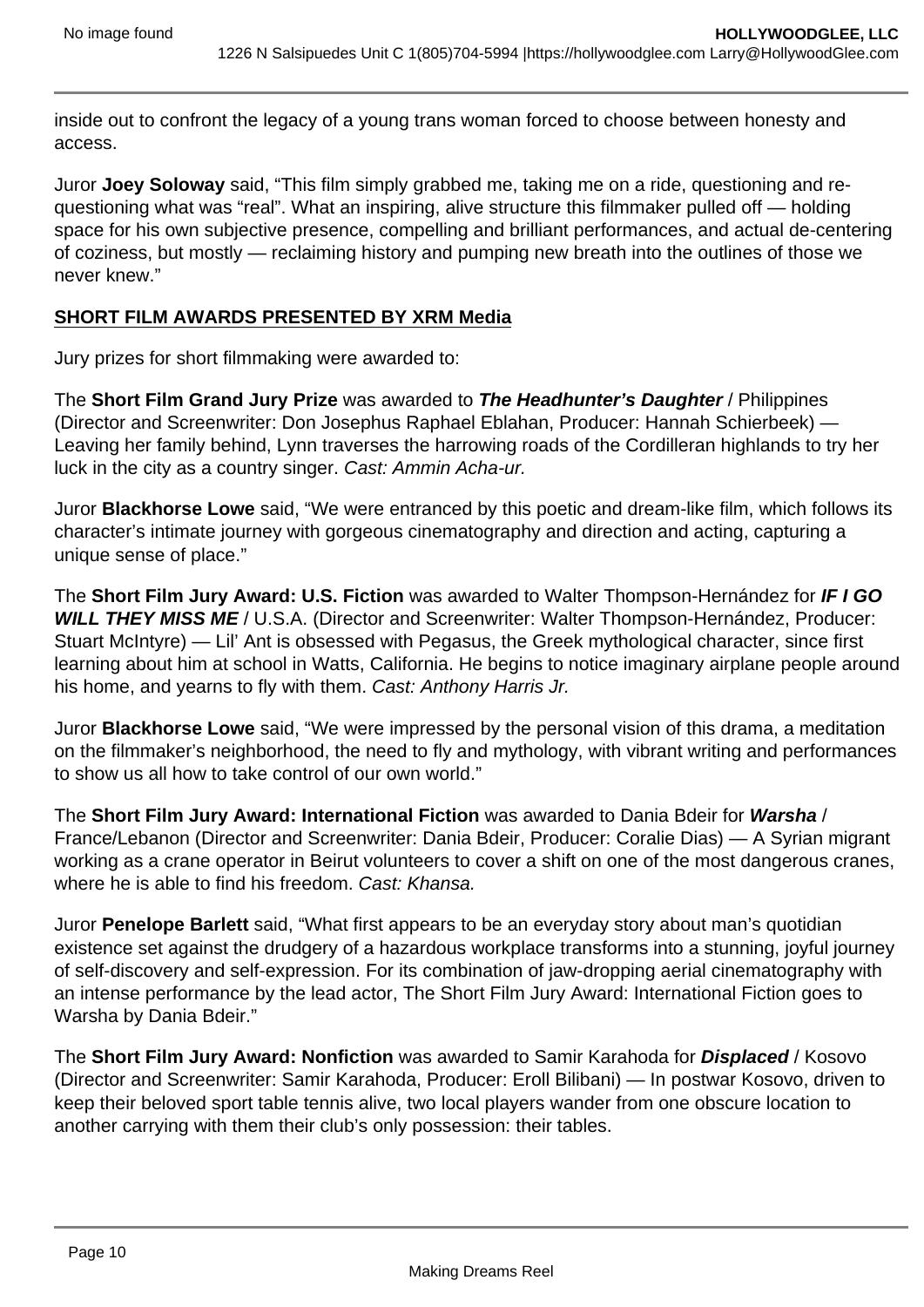inside out to confront the legacy of a young trans woman forced to choose between honesty and access.

Juror **Joey Soloway** said, “This film simply grabbed me, taking me on a ride, questioning and re-questioning what was “real”. What an inspiring, alive structure this filmmaker pulled off — holding space for his own subjective presence, compelling and brilliant performances, and actual de-centering of coziness, but mostly — reclaiming history and pumping new breath into the outlines of those we never knew.”

**SHORT FILM AWARDS PRESENTED BY XRM Media**

Jury prizes for short filmmaking were awarded to:

The **Short Film Grand Jury Prize** was awarded to ***The Headhunter’s Daughter*** / Philippines (Director and Screenwriter: Don Josephus Raphael Eblahan, Producer: Hannah Schierbeek) — Leaving her family behind, Lynn traverses the harrowing roads of the Cordilleran highlands to try her luck in the city as a country singer. *Cast: Ammin Acha-ur.*

Juror **Blackhorse Lowe** said, “We were entranced by this poetic and dream-like film, which follows its character’s intimate journey with gorgeous cinematography and direction and acting, capturing a unique sense of place.”

The **Short Film Jury Award: U.S. Fiction** was awarded to Walter Thompson-Hernández for ***IF I GO WILL THEY MISS ME*** / U.S.A. (Director and Screenwriter: Walter Thompson-Hernández, Producer: Stuart McIntyre) — Lil’ Ant is obsessed with Pegasus, the Greek mythological character, since first learning about him at school in Watts, California. He begins to notice imaginary airplane people around his home, and yearns to fly with them. *Cast: Anthony Harris Jr.*

Juror **Blackhorse Lowe** said, “We were impressed by the personal vision of this drama, a meditation on the filmmaker’s neighborhood, the need to fly and mythology, with vibrant writing and performances to show us all how to take control of our own world.”

The **Short Film Jury Award: International Fiction** was awarded to Dania Bdeir for ***Warsha*** / France/Lebanon (Director and Screenwriter: Dania Bdeir, Producer: Coralie Dias) — A Syrian migrant working as a crane operator in Beirut volunteers to cover a shift on one of the most dangerous cranes, where he is able to find his freedom. *Cast: Khansa.*

Juror **Penelope Barlett** said, “What first appears to be an everyday story about man’s quotidian existence set against the drudgery of a hazardous workplace transforms into a stunning, joyful journey of self-discovery and self-expression. For its combination of jaw-dropping aerial cinematography with an intense performance by the lead actor, The Short Film Jury Award: International Fiction goes to Warsha by Dania Bdeir.”

The **Short Film Jury Award: Nonfiction** was awarded to Samir Karahoda for ***Displaced*** / Kosovo (Director and Screenwriter: Samir Karahoda, Producer: Eroll Bilibani) — In postwar Kosovo, driven to keep their beloved sport table tennis alive, two local players wander from one obscure location to another carrying with them their club’s only possession: their tables.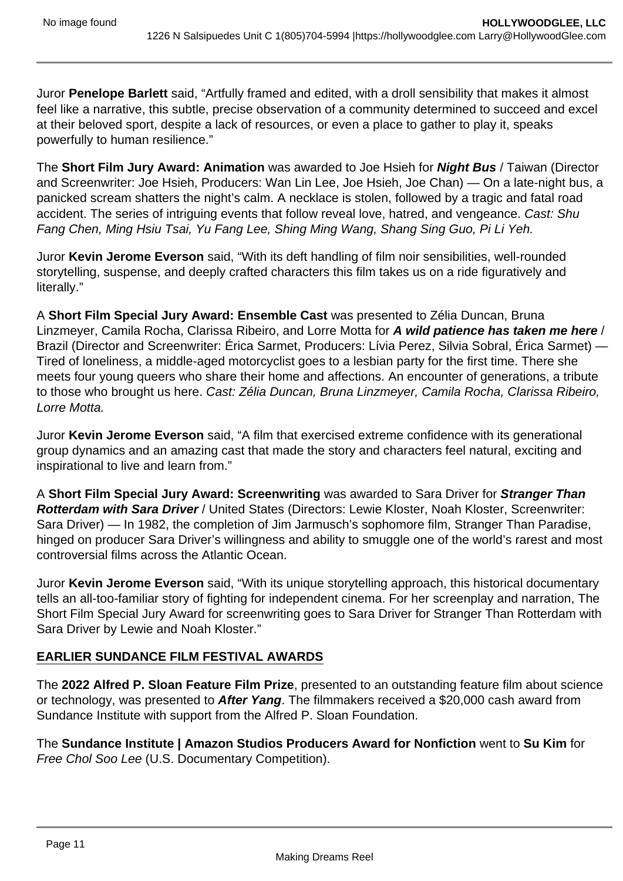Juror **Penelope Barlett** said, “Artfully framed and edited, with a droll sensibility that makes it almost feel like a narrative, this subtle, precise observation of a community determined to succeed and excel at their beloved sport, despite a lack of resources, or even a place to gather to play it, speaks powerfully to human resilience.”

The **Short Film Jury Award: Animation** was awarded to Joe Hsieh for ***Night Bus*** / Taiwan (Director and Screenwriter: Joe Hsieh, Producers: Wan Lin Lee, Joe Hsieh, Joe Chan) — On a late-night bus, a panicked scream shatters the night’s calm. A necklace is stolen, followed by a tragic and fatal road accident. The series of intriguing events that follow reveal love, hatred, and vengeance. *Cast: Shu Fang Chen, Ming Hsiu Tsai, Yu Fang Lee, Shing Ming Wang, Shang Sing Guo, Pi Li Yeh.*

Juror **Kevin Jerome Everson** said, “With its deft handling of film noir sensibilities, well-rounded storytelling, suspense, and deeply crafted characters this film takes us on a ride figuratively and literally.”

A **Short Film Special Jury Award: Ensemble Cast** was presented to Zélia Duncan, Bruna Linzmeyer, Camila Rocha, Clarissa Ribeiro, and Lorre Motta for ***A wild patience has taken me here*** / Brazil (Director and Screenwriter: Érica Sarmet, Producers: Lívia Perez, Silvia Sobral, Érica Sarmet) — Tired of loneliness, a middle-aged motorcyclist goes to a lesbian party for the first time. There she meets four young queers who share their home and affections. An encounter of generations, a tribute to those who brought us here. *Cast: Zélia Duncan, Bruna Linzmeyer, Camila Rocha, Clarissa Ribeiro, Lorre Motta.*

Juror **Kevin Jerome Everson** said, “A film that exercised extreme confidence with its generational group dynamics and an amazing cast that made the story and characters feel natural, exciting and inspirational to live and learn from.”

A **Short Film Special Jury Award: Screenwriting** was awarded to Sara Driver for ***Stranger Than Rotterdam with Sara Driver*** / United States (Directors: Lewie Kloster, Noah Kloster, Screenwriter: Sara Driver) — In 1982, the completion of Jim Jarmusch’s sophomore film, Stranger Than Paradise, hinged on producer Sara Driver’s willingness and ability to smuggle one of the world’s rarest and most controversial films across the Atlantic Ocean.

Juror **Kevin Jerome Everson** said, “With its unique storytelling approach, this historical documentary tells an all-too-familiar story of fighting for independent cinema. For her screenplay and narration, The Short Film Special Jury Award for screenwriting goes to Sara Driver for Stranger Than Rotterdam with Sara Driver by Lewie and Noah Kloster.”

**EARLIER SUNDANCE FILM FESTIVAL AWARDS**

The **2022 Alfred P. Sloan Feature Film Prize**, presented to an outstanding feature film about science or technology, was presented to ***After Yang***. The filmmakers received a $20,000 cash award from Sundance Institute with support from the Alfred P. Sloan Foundation.

The **Sundance Institute | Amazon Studios Producers Award for Nonfiction** went to **Su Kim** for *Free Chol Soo Lee* (U.S. Documentary Competition).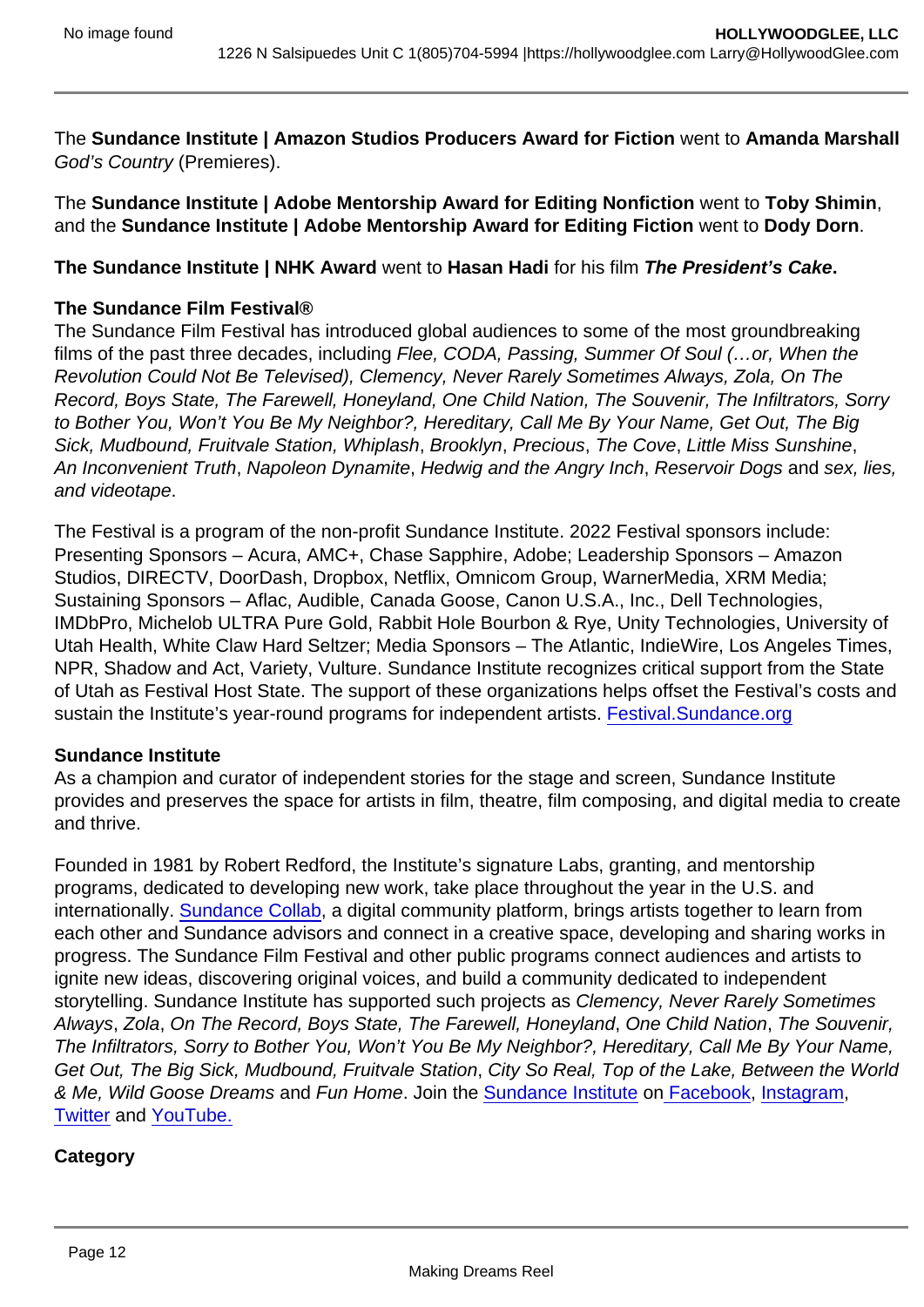The **Sundance Institute | Amazon Studios Producers Award for Fiction** went to **Amanda Marshall** *God's Country* (Premieres).

The **Sundance Institute | Adobe Mentorship Award for Editing Nonfiction** went to **Toby Shimin**, and the **Sundance Institute | Adobe Mentorship Award for Editing Fiction** went to **Dody Dorn**.

**The Sundance Institute | NHK Award** went to **Hasan Hadi** for his film ***The President's Cake*.**

**The Sundance Film Festival®**

The Sundance Film Festival has introduced global audiences to some of the most groundbreaking films of the past three decades, including *Flee, CODA, Passing, Summer Of Soul (…or, When the Revolution Could Not Be Televised), Clemency, Never Rarely Sometimes Always, Zola, On The Record, Boys State, The Farewell, Honeyland, One Child Nation, The Souvenir, The Infiltrators, Sorry to Bother You, Won't You Be My Neighbor?, Hereditary, Call Me By Your Name, Get Out, The Big Sick, Mudbound, Fruitvale Station, Whiplash*, *Brooklyn*, *Precious*, *The Cove*, *Little Miss Sunshine*, *An Inconvenient Truth*, *Napoleon Dynamite*, *Hedwig and the Angry Inch*, *Reservoir Dogs* and *sex, lies, and videotape*.

The Festival is a program of the non-profit Sundance Institute. 2022 Festival sponsors include: Presenting Sponsors – Acura, AMC+, Chase Sapphire, Adobe; Leadership Sponsors – Amazon Studios, DIRECTV, DoorDash, Dropbox, Netflix, Omnicom Group, WarnerMedia, XRM Media; Sustaining Sponsors – Aflac, Audible, Canada Goose, Canon U.S.A., Inc., Dell Technologies, IMDbPro, Michelob ULTRA Pure Gold, Rabbit Hole Bourbon & Rye, Unity Technologies, University of Utah Health, White Claw Hard Seltzer; Media Sponsors – The Atlantic, IndieWire, Los Angeles Times, NPR, Shadow and Act, Variety, Vulture. Sundance Institute recognizes critical support from the State of Utah as Festival Host State. The support of these organizations helps offset the Festival's costs and sustain the Institute's year-round programs for independent artists. Festival.Sundance.org

**Sundance Institute**

As a champion and curator of independent stories for the stage and screen, Sundance Institute provides and preserves the space for artists in film, theatre, film composing, and digital media to create and thrive.

Founded in 1981 by Robert Redford, the Institute's signature Labs, granting, and mentorship programs, dedicated to developing new work, take place throughout the year in the U.S. and internationally. Sundance Collab, a digital community platform, brings artists together to learn from each other and Sundance advisors and connect in a creative space, developing and sharing works in progress. The Sundance Film Festival and other public programs connect audiences and artists to ignite new ideas, discovering original voices, and build a community dedicated to independent storytelling. Sundance Institute has supported such projects as *Clemency, Never Rarely Sometimes Always*, *Zola*, *On The Record, Boys State, The Farewell, Honeyland*, *One Child Nation*, *The Souvenir, The Infiltrators, Sorry to Bother You, Won't You Be My Neighbor?, Hereditary, Call Me By Your Name, Get Out, The Big Sick, Mudbound, Fruitvale Station*, *City So Real, Top of the Lake, Between the World & Me, Wild Goose Dreams* and *Fun Home*. Join the Sundance Institute on Facebook, Instagram, Twitter and YouTube.

**Category**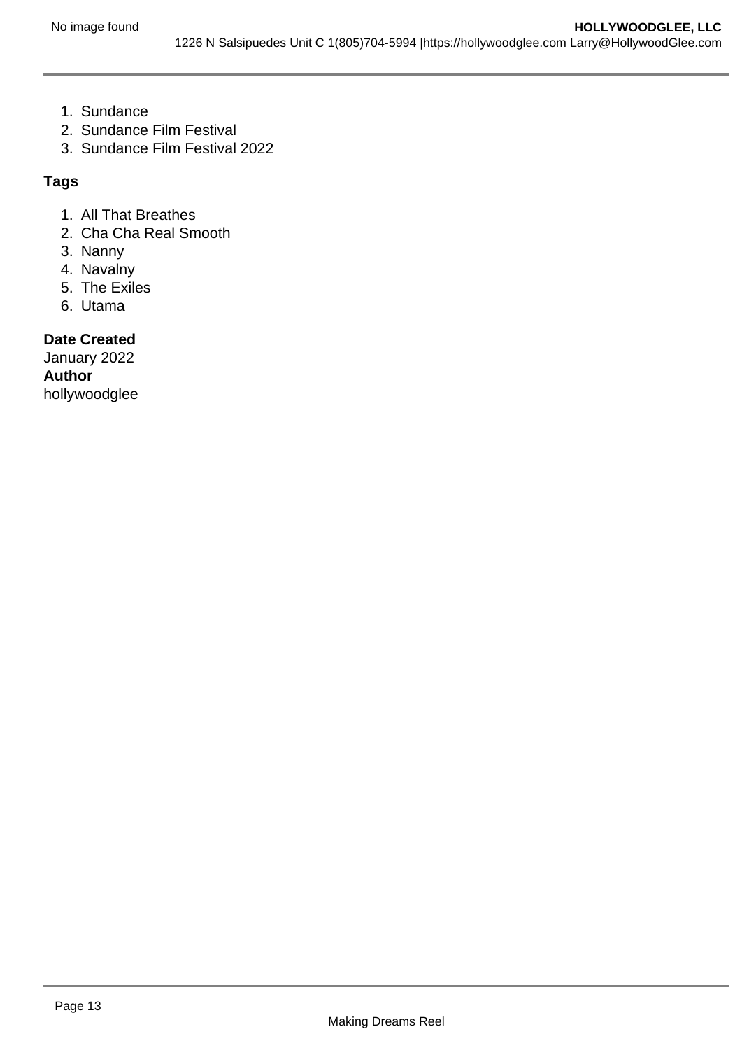1. Sundance
2. Sundance Film Festival
3. Sundance Film Festival 2022

**Tags**

1. All That Breathes
2. Cha Cha Real Smooth
3. Nanny
4. Navalny
5. The Exiles
6. Utama

**Date Created**
January 2022
**Author**
hollywoodglee